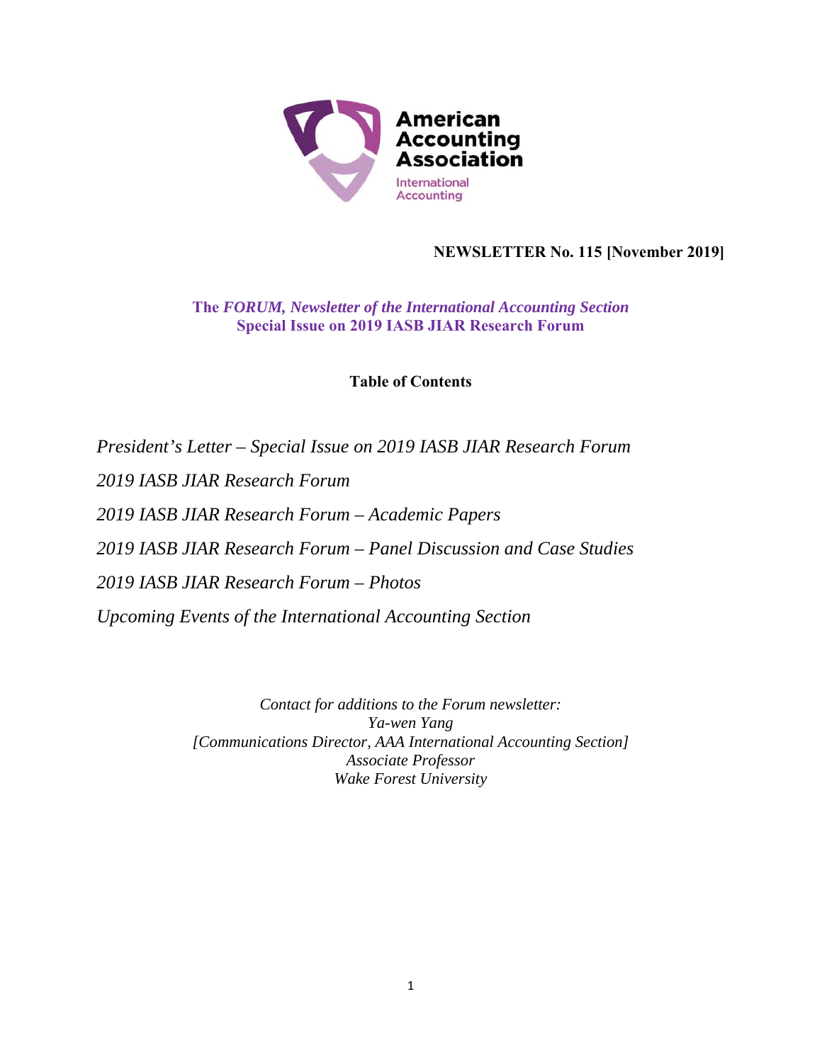American Accounting Association
International Accounting

**NEWSLETTER No. 115 [November 2019]**

# The *FORUM, Newsletter of the International Accounting Section*
## Special Issue on 2019 IASB JIAR Research Forum

**Table of Contents**

*President's Letter – Special Issue on 2019 IASB JIAR Research Forum*

*2019 IASB JIAR Research Forum*

*2019 IASB JIAR Research Forum – Academic Papers*

*2019 IASB JIAR Research Forum – Panel Discussion and Case Studies*

*2019 IASB JIAR Research Forum – Photos*

*Upcoming Events of the International Accounting Section*

*Contact for additions to the Forum newsletter:*
*Ya-wen Yang*
*[Communications Director, AAA International Accounting Section]*
*Associate Professor*
*Wake Forest University*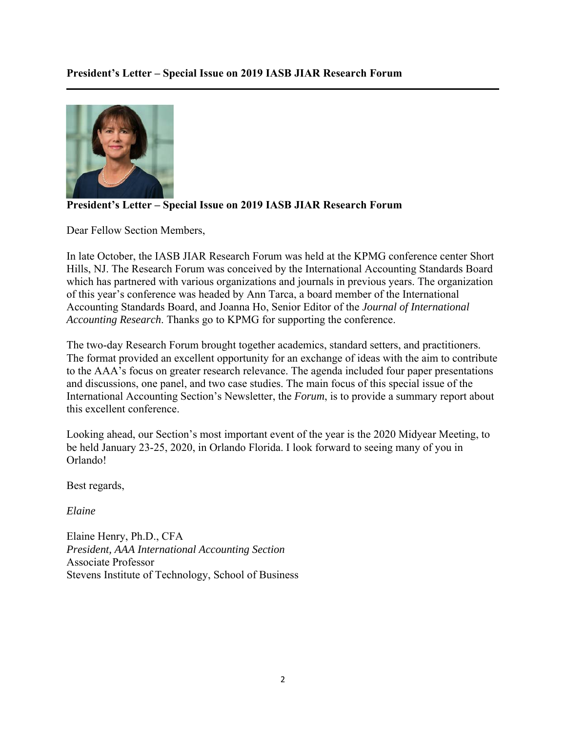**President's Letter – Special Issue on 2019 IASB JIAR Research Forum**

**President's Letter – Special Issue on 2019 IASB JIAR Research Forum**

Dear Fellow Section Members,

In late October, the IASB JIAR Research Forum was held at the KPMG conference center Short Hills, NJ. The Research Forum was conceived by the International Accounting Standards Board which has partnered with various organizations and journals in previous years. The organization of this year's conference was headed by Ann Tarca, a board member of the International Accounting Standards Board, and Joanna Ho, Senior Editor of the *Journal of International Accounting Research*. Thanks go to KPMG for supporting the conference.

The two-day Research Forum brought together academics, standard setters, and practitioners. The format provided an excellent opportunity for an exchange of ideas with the aim to contribute to the AAA's focus on greater research relevance. The agenda included four paper presentations and discussions, one panel, and two case studies. The main focus of this special issue of the International Accounting Section's Newsletter, the *Forum*, is to provide a summary report about this excellent conference.

Looking ahead, our Section's most important event of the year is the 2020 Midyear Meeting, to be held January 23-25, 2020, in Orlando Florida. I look forward to seeing many of you in Orlando!

Best regards,

*Elaine*

Elaine Henry, Ph.D., CFA
*President, AAA International Accounting Section*
Associate Professor
Stevens Institute of Technology, School of Business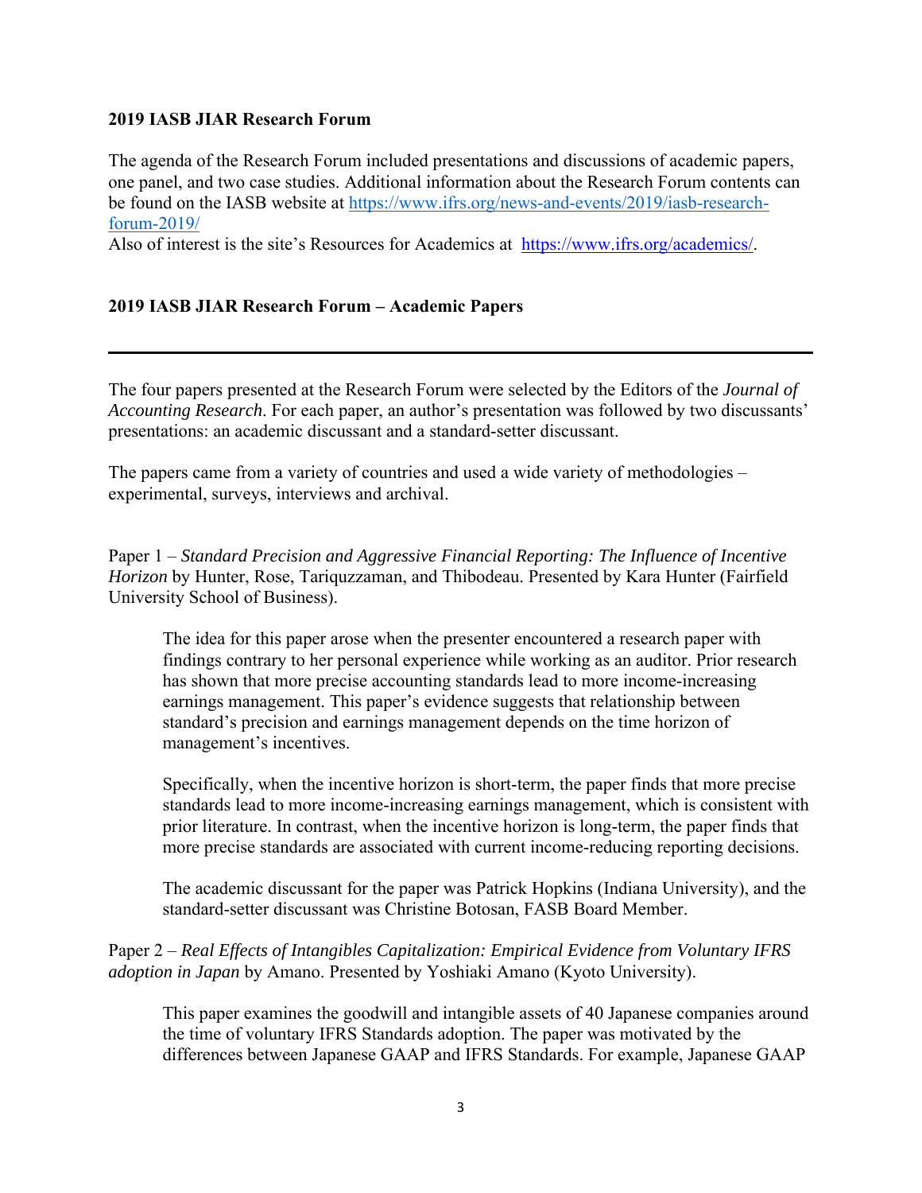**2019 IASB JIAR Research Forum**

The agenda of the Research Forum included presentations and discussions of academic papers, one panel, and two case studies. Additional information about the Research Forum contents can be found on the IASB website at [https://www.ifrs.org/news-and-events/2019/iasb-research-forum-2019/](https://www.ifrs.org/news-and-events/2019/iasb-research-forum-2019/)
Also of interest is the site's Resources for Academics at [https://www.ifrs.org/academics/](https://www.ifrs.org/academics/).

**2019 IASB JIAR Research Forum – Academic Papers**

---

The four papers presented at the Research Forum were selected by the Editors of the *Journal of Accounting Research*. For each paper, an author's presentation was followed by two discussants' presentations: an academic discussant and a standard-setter discussant.

The papers came from a variety of countries and used a wide variety of methodologies – experimental, surveys, interviews and archival.

Paper 1 – *Standard Precision and Aggressive Financial Reporting: The Influence of Incentive Horizon* by Hunter, Rose, Tariquzzaman, and Thibodeau. Presented by Kara Hunter (Fairfield University School of Business).

> The idea for this paper arose when the presenter encountered a research paper with findings contrary to her personal experience while working as an auditor. Prior research has shown that more precise accounting standards lead to more income-increasing earnings management. This paper's evidence suggests that relationship between standard's precision and earnings management depends on the time horizon of management's incentives.
>
> Specifically, when the incentive horizon is short-term, the paper finds that more precise standards lead to more income-increasing earnings management, which is consistent with prior literature. In contrast, when the incentive horizon is long-term, the paper finds that more precise standards are associated with current income-reducing reporting decisions.
>
> The academic discussant for the paper was Patrick Hopkins (Indiana University), and the standard-setter discussant was Christine Botosan, FASB Board Member.

Paper 2 – *Real Effects of Intangibles Capitalization: Empirical Evidence from Voluntary IFRS adoption in Japan* by Amano. Presented by Yoshiaki Amano (Kyoto University).

> This paper examines the goodwill and intangible assets of 40 Japanese companies around the time of voluntary IFRS Standards adoption. The paper was motivated by the differences between Japanese GAAP and IFRS Standards. For example, Japanese GAAP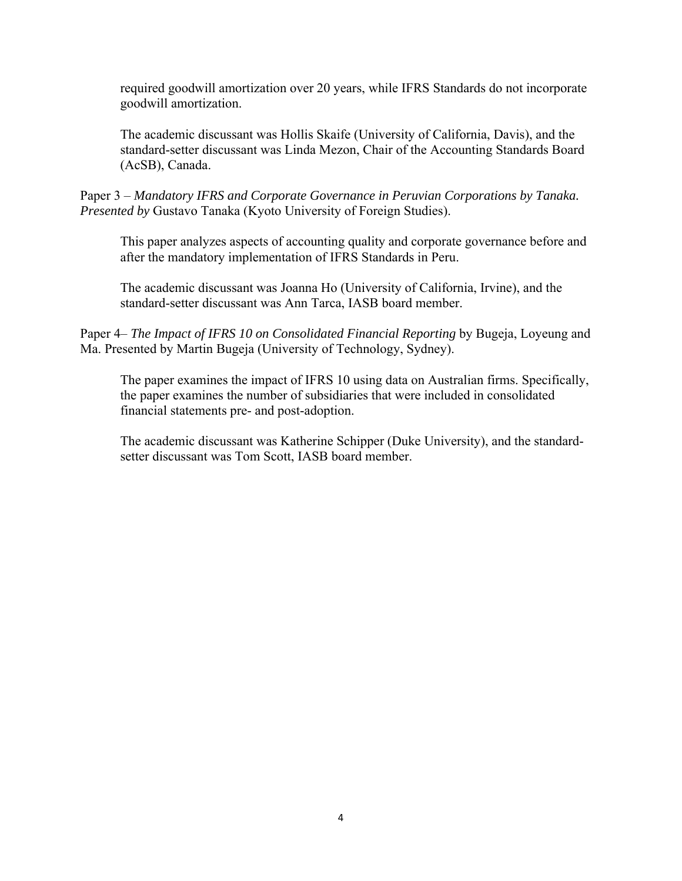required goodwill amortization over 20 years, while IFRS Standards do not incorporate goodwill amortization.

The academic discussant was Hollis Skaife (University of California, Davis), and the standard-setter discussant was Linda Mezon, Chair of the Accounting Standards Board (AcSB), Canada.

Paper 3 – *Mandatory IFRS and Corporate Governance in Peruvian Corporations by Tanaka. Presented by* Gustavo Tanaka (Kyoto University of Foreign Studies).

This paper analyzes aspects of accounting quality and corporate governance before and after the mandatory implementation of IFRS Standards in Peru.

The academic discussant was Joanna Ho (University of California, Irvine), and the standard-setter discussant was Ann Tarca, IASB board member.

Paper 4– *The Impact of IFRS 10 on Consolidated Financial Reporting* by Bugeja, Loyeung and Ma. Presented by Martin Bugeja (University of Technology, Sydney).

The paper examines the impact of IFRS 10 using data on Australian firms. Specifically, the paper examines the number of subsidiaries that were included in consolidated financial statements pre- and post-adoption.

The academic discussant was Katherine Schipper (Duke University), and the standard-setter discussant was Tom Scott, IASB board member.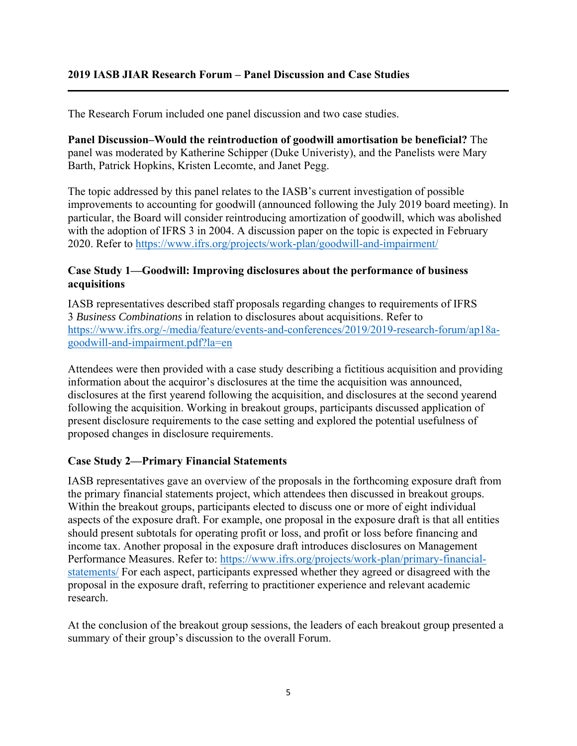## 2019 IASB JIAR Research Forum – Panel Discussion and Case Studies

The Research Forum included one panel discussion and two case studies.

**Panel Discussion–Would the reintroduction of goodwill amortisation be beneficial?** The panel was moderated by Katherine Schipper (Duke Univeristy), and the Panelists were Mary Barth, Patrick Hopkins, Kristen Lecomte, and Janet Pegg.

The topic addressed by this panel relates to the IASB's current investigation of possible improvements to accounting for goodwill (announced following the July 2019 board meeting). In particular, the Board will consider reintroducing amortization of goodwill, which was abolished with the adoption of IFRS 3 in 2004. A discussion paper on the topic is expected in February 2020. Refer to https://www.ifrs.org/projects/work-plan/goodwill-and-impairment/

### Case Study 1—Goodwill: Improving disclosures about the performance of business acquisitions

IASB representatives described staff proposals regarding changes to requirements of IFRS 3 *Business Combinations* in relation to disclosures about acquisitions. Refer to https://www.ifrs.org/-/media/feature/events-and-conferences/2019/2019-research-forum/ap18a-goodwill-and-impairment.pdf?la=en

Attendees were then provided with a case study describing a fictitious acquisition and providing information about the acquiror's disclosures at the time the acquisition was announced, disclosures at the first yearend following the acquisition, and disclosures at the second yearend following the acquisition. Working in breakout groups, participants discussed application of present disclosure requirements to the case setting and explored the potential usefulness of proposed changes in disclosure requirements.

### Case Study 2—Primary Financial Statements

IASB representatives gave an overview of the proposals in the forthcoming exposure draft from the primary financial statements project, which attendees then discussed in breakout groups. Within the breakout groups, participants elected to discuss one or more of eight individual aspects of the exposure draft. For example, one proposal in the exposure draft is that all entities should present subtotals for operating profit or loss, and profit or loss before financing and income tax. Another proposal in the exposure draft introduces disclosures on Management Performance Measures. Refer to: https://www.ifrs.org/projects/work-plan/primary-financial-statements/ For each aspect, participants expressed whether they agreed or disagreed with the proposal in the exposure draft, referring to practitioner experience and relevant academic research.

At the conclusion of the breakout group sessions, the leaders of each breakout group presented a summary of their group's discussion to the overall Forum.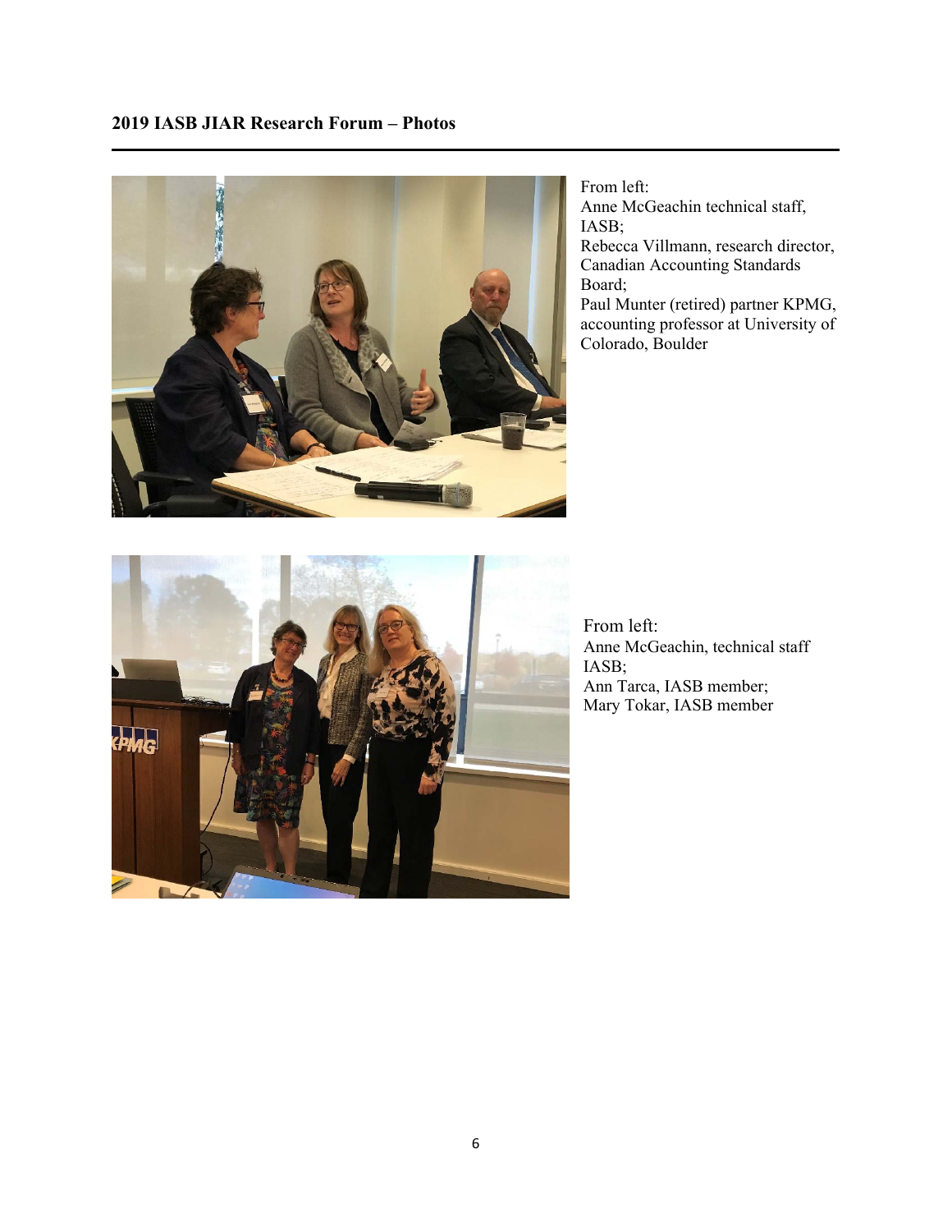## 2019 IASB JIAR Research Forum – Photos

From left:
Anne McGeachin technical staff, IASB;
Rebecca Villmann, research director, Canadian Accounting Standards Board;
Paul Munter (retired) partner KPMG, accounting professor at University of Colorado, Boulder

From left:
Anne McGeachin, technical staff IASB;
Ann Tarca, IASB member;
Mary Tokar, IASB member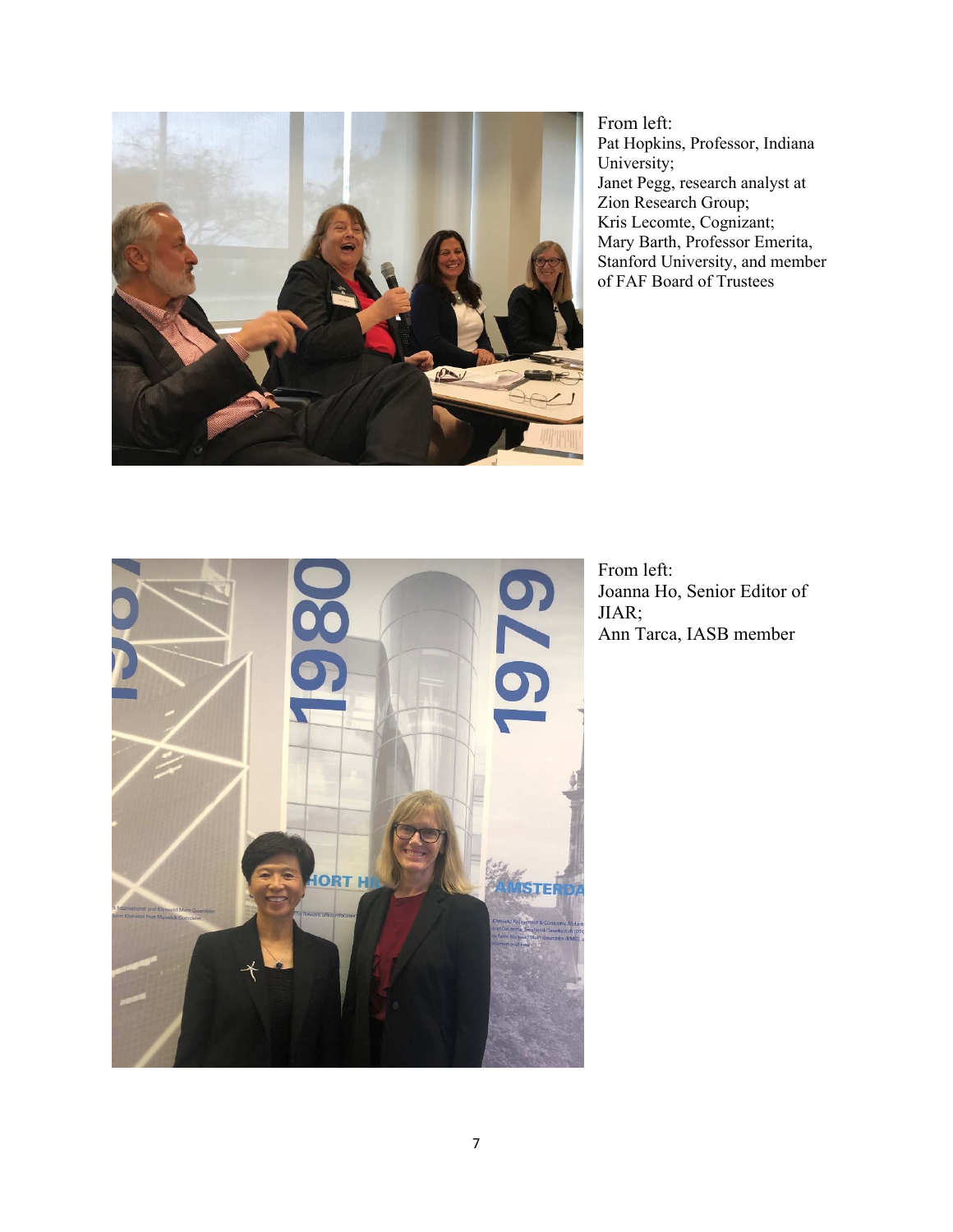From left:
Pat Hopkins, Professor, Indiana University;
Janet Pegg, research analyst at Zion Research Group;
Kris Lecomte, Cognizant;
Mary Barth, Professor Emerita, Stanford University, and member of FAF Board of Trustees

From left:
Joanna Ho, Senior Editor of JIAR;
Ann Tarca, IASB member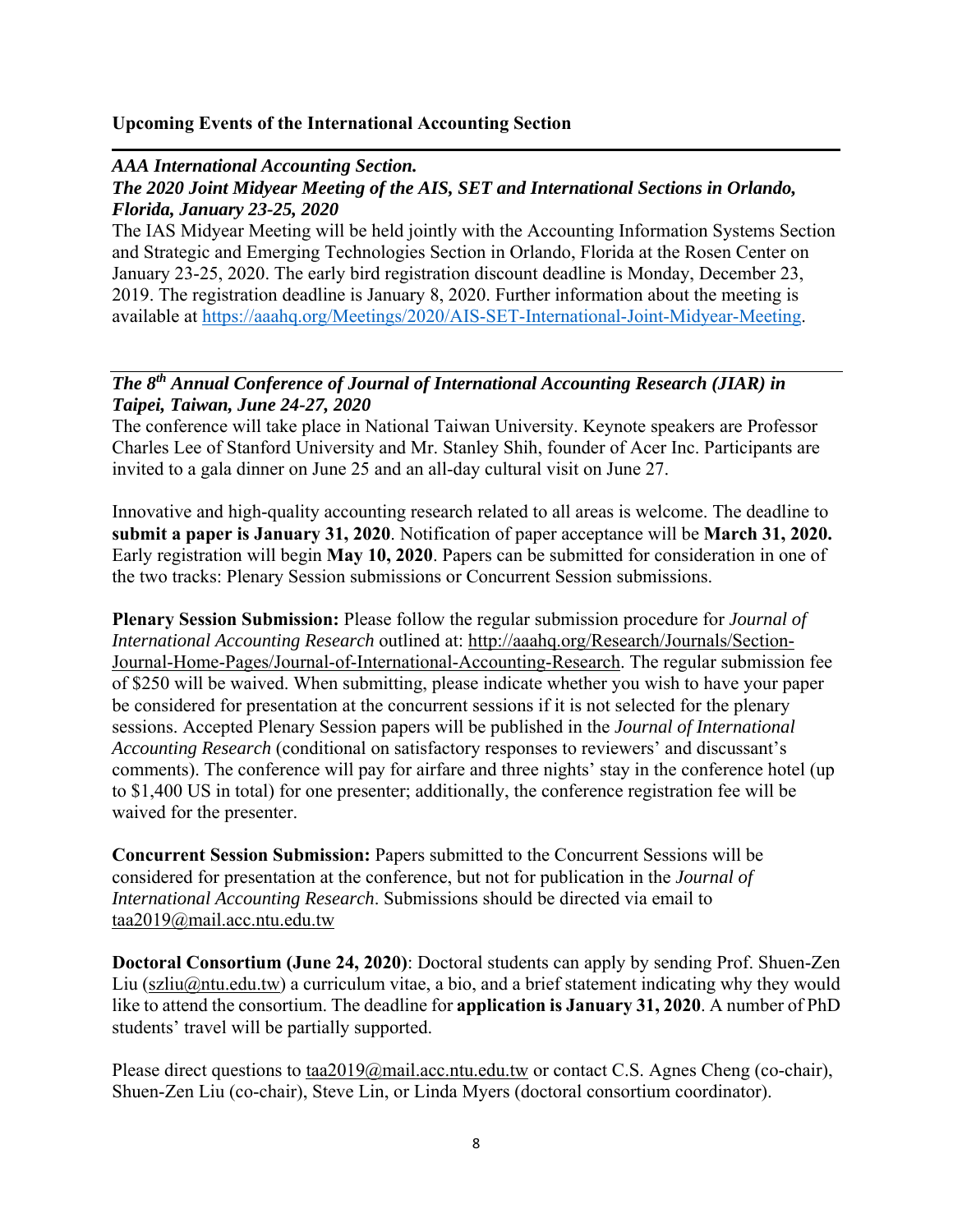**Upcoming Events of the International Accounting Section**

---

***AAA International Accounting Section.***
***The 2020 Joint Midyear Meeting of the AIS, SET and International Sections in Orlando, Florida, January 23-25, 2020***

The IAS Midyear Meeting will be held jointly with the Accounting Information Systems Section and Strategic and Emerging Technologies Section in Orlando, Florida at the Rosen Center on January 23-25, 2020. The early bird registration discount deadline is Monday, December 23, 2019. The registration deadline is January 8, 2020. Further information about the meeting is available at https://aaahq.org/Meetings/2020/AIS-SET-International-Joint-Midyear-Meeting.

---

***The 8th Annual Conference of Journal of International Accounting Research (JIAR) in Taipei, Taiwan, June 24-27, 2020***

The conference will take place in National Taiwan University. Keynote speakers are Professor Charles Lee of Stanford University and Mr. Stanley Shih, founder of Acer Inc. Participants are invited to a gala dinner on June 25 and an all-day cultural visit on June 27.

Innovative and high-quality accounting research related to all areas is welcome. The deadline to **submit a paper is January 31, 2020**. Notification of paper acceptance will be **March 31, 2020.** Early registration will begin **May 10, 2020**. Papers can be submitted for consideration in one of the two tracks: Plenary Session submissions or Concurrent Session submissions.

**Plenary Session Submission:** Please follow the regular submission procedure for *Journal of International Accounting Research* outlined at: http://aaahq.org/Research/Journals/Section-Journal-Home-Pages/Journal-of-International-Accounting-Research. The regular submission fee of $250 will be waived. When submitting, please indicate whether you wish to have your paper be considered for presentation at the concurrent sessions if it is not selected for the plenary sessions. Accepted Plenary Session papers will be published in the *Journal of International Accounting Research* (conditional on satisfactory responses to reviewers' and discussant's comments). The conference will pay for airfare and three nights' stay in the conference hotel (up to $1,400 US in total) for one presenter; additionally, the conference registration fee will be waived for the presenter.

**Concurrent Session Submission:** Papers submitted to the Concurrent Sessions will be considered for presentation at the conference, but not for publication in the *Journal of International Accounting Research*. Submissions should be directed via email to taa2019@mail.acc.ntu.edu.tw

**Doctoral Consortium (June 24, 2020)**: Doctoral students can apply by sending Prof. Shuen-Zen Liu (szliu@ntu.edu.tw) a curriculum vitae, a bio, and a brief statement indicating why they would like to attend the consortium. The deadline for **application is January 31, 2020**. A number of PhD students' travel will be partially supported.

Please direct questions to taa2019@mail.acc.ntu.edu.tw or contact C.S. Agnes Cheng (co-chair), Shuen-Zen Liu (co-chair), Steve Lin, or Linda Myers (doctoral consortium coordinator).